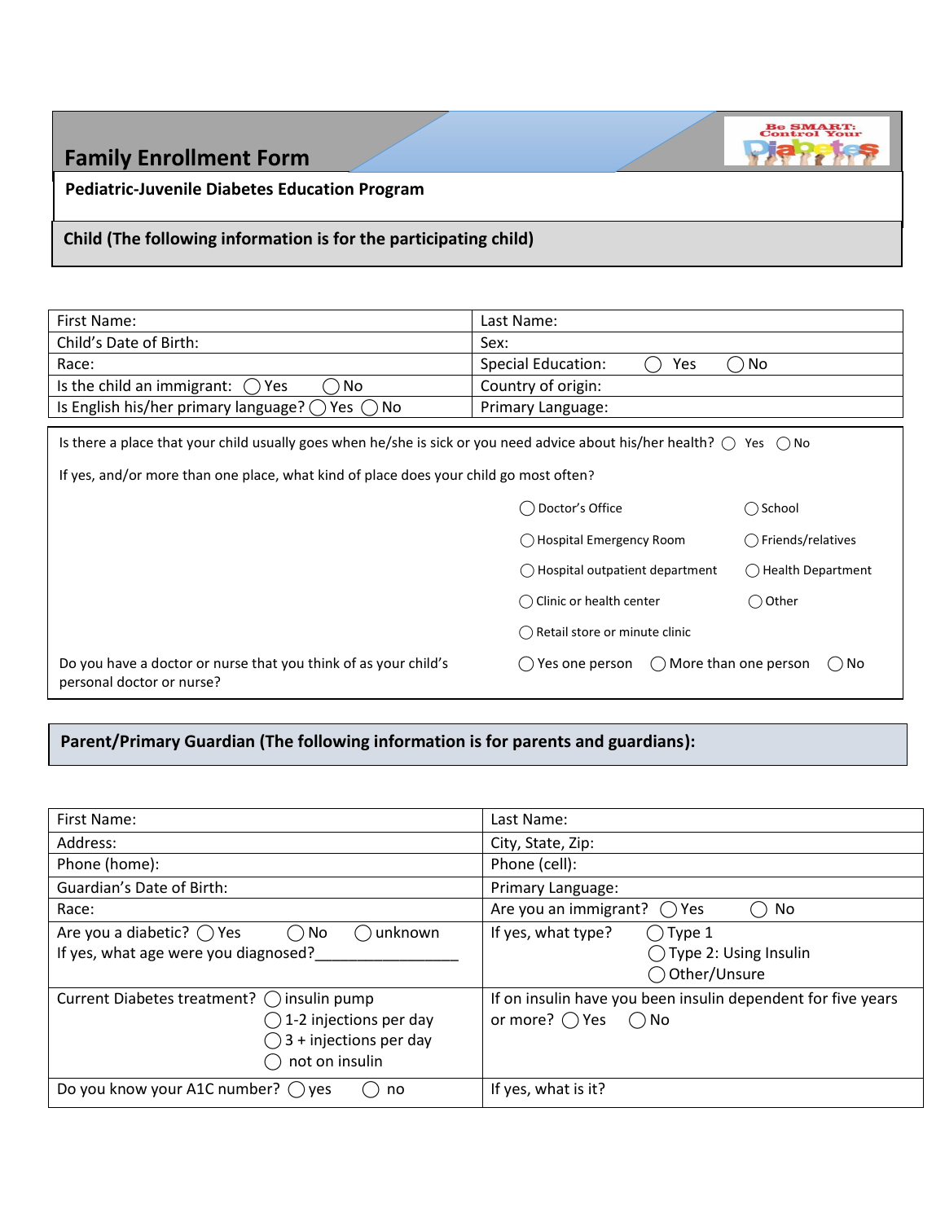# Family Enrollment Form

**Pediatric-Juvenile Diabetes Education Program**

## Child (The following information is for the participating child)

| First Name: | Last Name: |
| --- | --- |
| Child's Date of Birth: | Sex: |
| Race: | Special Education: ◯ Yes ◯ No |
| Is the child an immigrant: ◯ Yes ◯ No | Country of origin: |
| Is English his/her primary language? ◯ Yes ◯ No | Primary Language: |

Is there a place that your child usually goes when he/she is sick or you need advice about his/her health? ◯ Yes ◯ No

If yes, and/or more than one place, what kind of place does your child go most often?

- ◯ Doctor's Office
- ◯ School
- ◯ Hospital Emergency Room
- ◯ Friends/relatives
- ◯ Hospital outpatient department
- ◯ Health Department
- ◯ Clinic or health center
- ◯ Other
- ◯ Retail store or minute clinic

Do you have a doctor or nurse that you think of as your child's personal doctor or nurse? ◯ Yes one person ◯ More than one person ◯ No

## Parent/Primary Guardian (The following information is for parents and guardians):

| First Name: | Last Name: |
| --- | --- |
| Address: | City, State, Zip: |
| Phone (home): | Phone (cell): |
| Guardian's Date of Birth: | Primary Language: |
| Race: | Are you an immigrant? ◯ Yes ◯ No |
| Are you a diabetic? ◯ Yes ◯ No ◯ unknown<br>If yes, what age were you diagnosed?_________________ | If yes, what type? ◯ Type 1 ◯ Type 2: Using Insulin ◯ Other/Unsure |
| Current Diabetes treatment? ◯ insulin pump ◯ 1-2 injections per day ◯ 3 + injections per day ◯ not on insulin | If on insulin have you been insulin dependent for five years or more? ◯ Yes ◯ No |
| Do you know your A1C number? ◯ yes ◯ no | If yes, what is it? |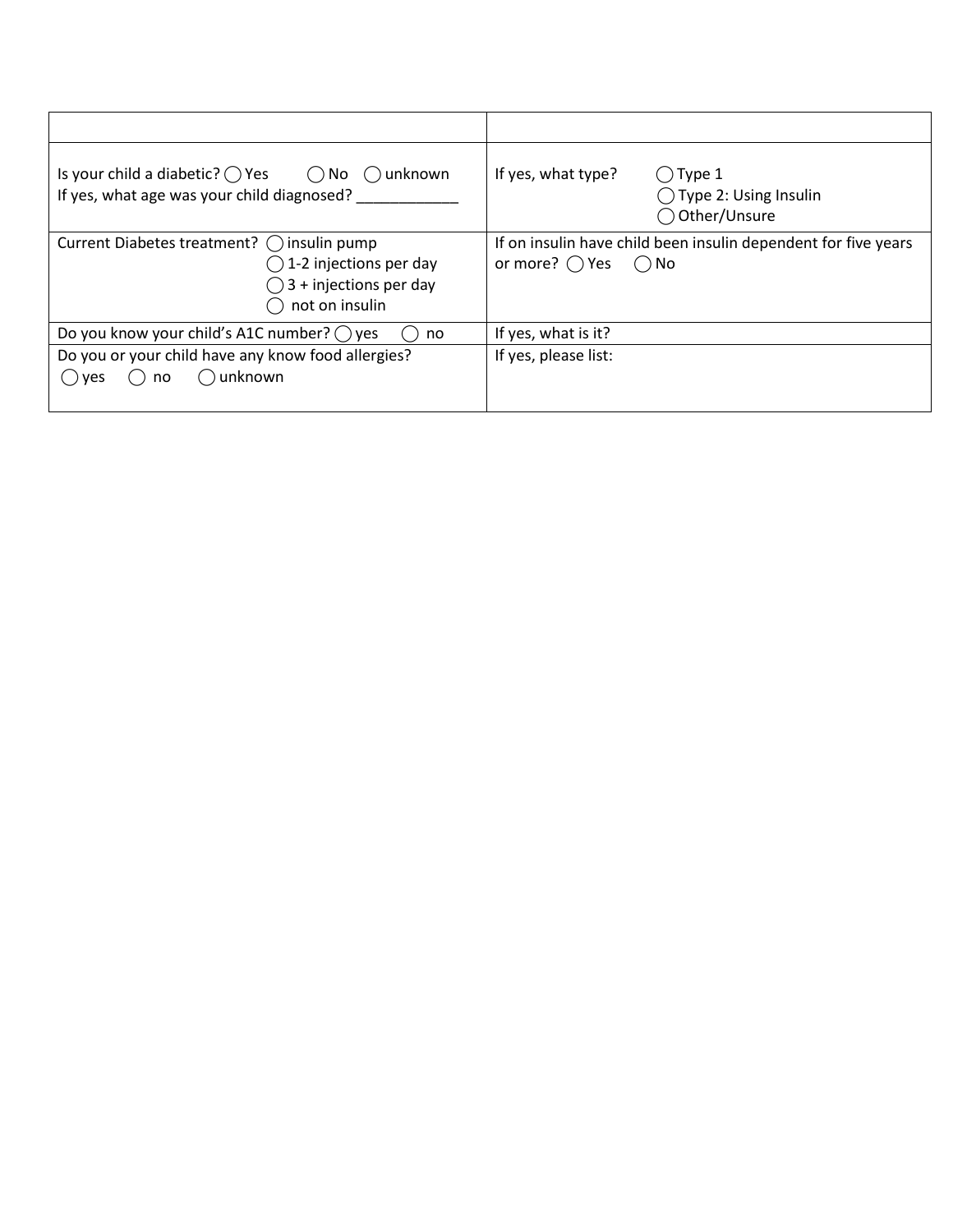| | |
|---|---|
| Is your child a diabetic? ◯ Yes ◯ No ◯ unknown<br>If yes, what age was your child diagnosed? ____________ | If yes, what type? ◯ Type 1<br>◯ Type 2: Using Insulin<br>◯ Other/Unsure |
| Current Diabetes treatment? ◯ insulin pump<br>◯ 1-2 injections per day<br>◯ 3 + injections per day<br>◯ not on insulin | If on insulin have child been insulin dependent for five years or more? ◯ Yes ◯ No |
| Do you know your child's A1C number? ◯ yes ◯ no | If yes, what is it? |
| Do you or your child have any know food allergies?<br>◯ yes ◯ no ◯ unknown | If yes, please list: |